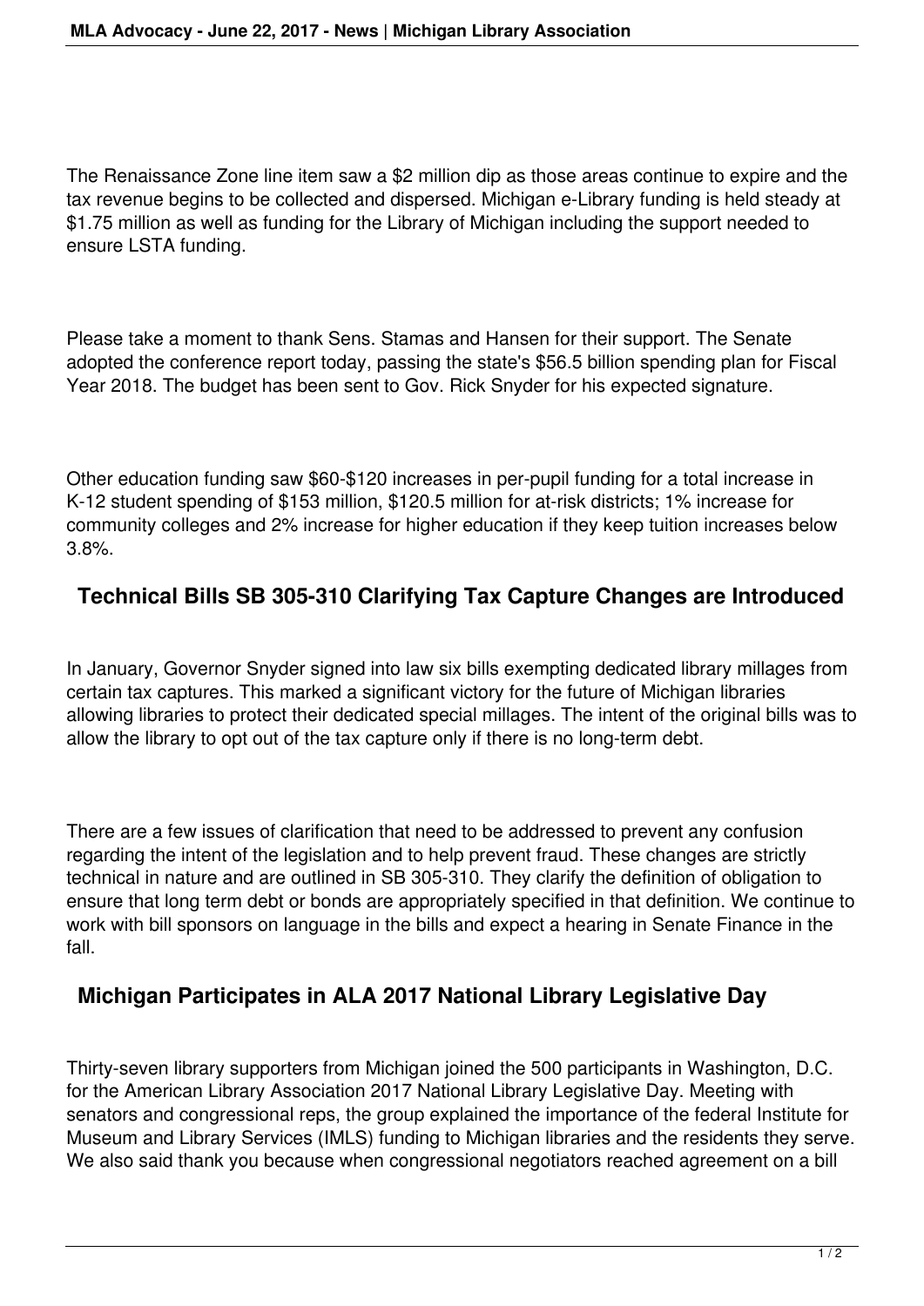The Renaissance Zone line item saw a $2 million dip as those areas continue to expire and the tax revenue begins to be collected and dispersed. Michigan e-Library funding is held steady at $1.75 million as well as funding for the Library of Michigan including the support needed to ensure LSTA funding.

Please take a moment to thank Sens. Stamas and Hansen for their support. The Senate adopted the conference report today, passing the state's $56.5 billion spending plan for Fiscal Year 2018. The budget has been sent to Gov. Rick Snyder for his expected signature.

Other education funding saw $60-$120 increases in per-pupil funding for a total increase in K-12 student spending of $153 million, $120.5 million for at-risk districts; 1% increase for community colleges and 2% increase for higher education if they keep tuition increases below 3.8%.

## Technical Bills SB 305-310 Clarifying Tax Capture Changes are Introduced

In January, Governor Snyder signed into law six bills exempting dedicated library millages from certain tax captures. This marked a significant victory for the future of Michigan libraries allowing libraries to protect their dedicated special millages. The intent of the original bills was to allow the library to opt out of the tax capture only if there is no long-term debt.

There are a few issues of clarification that need to be addressed to prevent any confusion regarding the intent of the legislation and to help prevent fraud. These changes are strictly technical in nature and are outlined in SB 305-310. They clarify the definition of obligation to ensure that long term debt or bonds are appropriately specified in that definition. We continue to work with bill sponsors on language in the bills and expect a hearing in Senate Finance in the fall.

## Michigan Participates in ALA 2017 National Library Legislative Day

Thirty-seven library supporters from Michigan joined the 500 participants in Washington, D.C. for the American Library Association 2017 National Library Legislative Day. Meeting with senators and congressional reps, the group explained the importance of the federal Institute for Museum and Library Services (IMLS) funding to Michigan libraries and the residents they serve. We also said thank you because when congressional negotiators reached agreement on a bill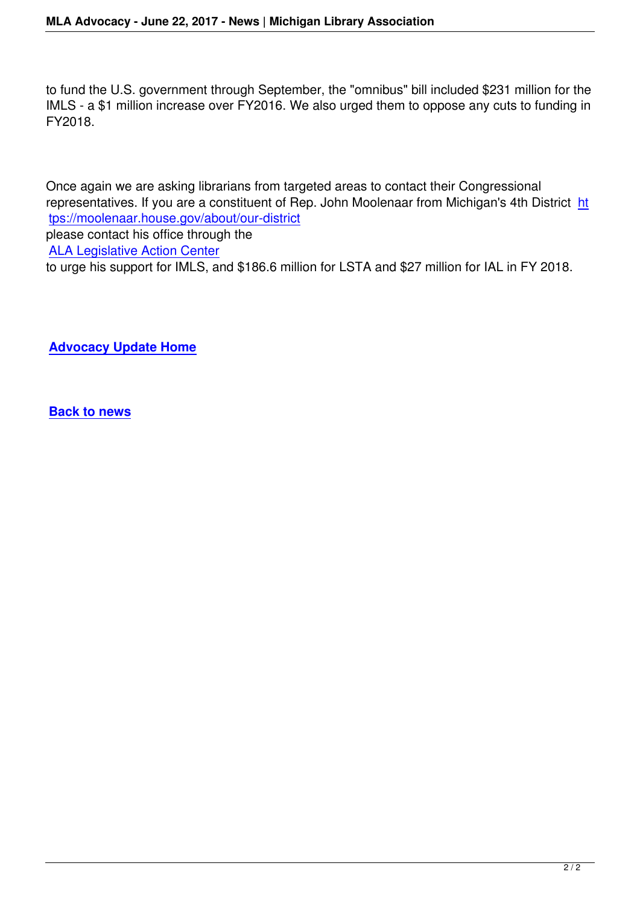to fund the U.S. government through September, the "omnibus" bill included $231 million for the IMLS - a $1 million increase over FY2016. We also urged them to oppose any cuts to funding in FY2018.

Once again we are asking librarians from targeted areas to contact their Congressional representatives. If you are a constituent of Rep. John Moolenaar from Michigan's 4th District https://moolenaar.house.gov/about/our-district please contact his office through the ALA Legislative Action Center to urge his support for IMLS, and $186.6 million for LSTA and $27 million for IAL in FY 2018.

**Advocacy Update Home**

**Back to news**